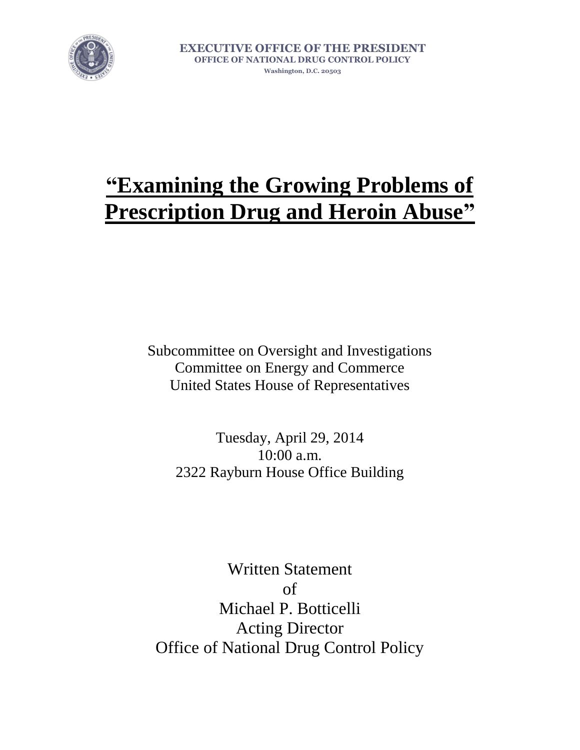**EXECUTIVE OFFICE OF THE PRESIDENT**
**OFFICE OF NATIONAL DRUG CONTROL POLICY**
**Washington, D.C. 20503**

# "Examining the Growing Problems of Prescription Drug and Heroin Abuse"

Subcommittee on Oversight and Investigations
Committee on Energy and Commerce
United States House of Representatives

Tuesday, April 29, 2014
10:00 a.m.
2322 Rayburn House Office Building

Written Statement
of
Michael P. Botticelli
Acting Director
Office of National Drug Control Policy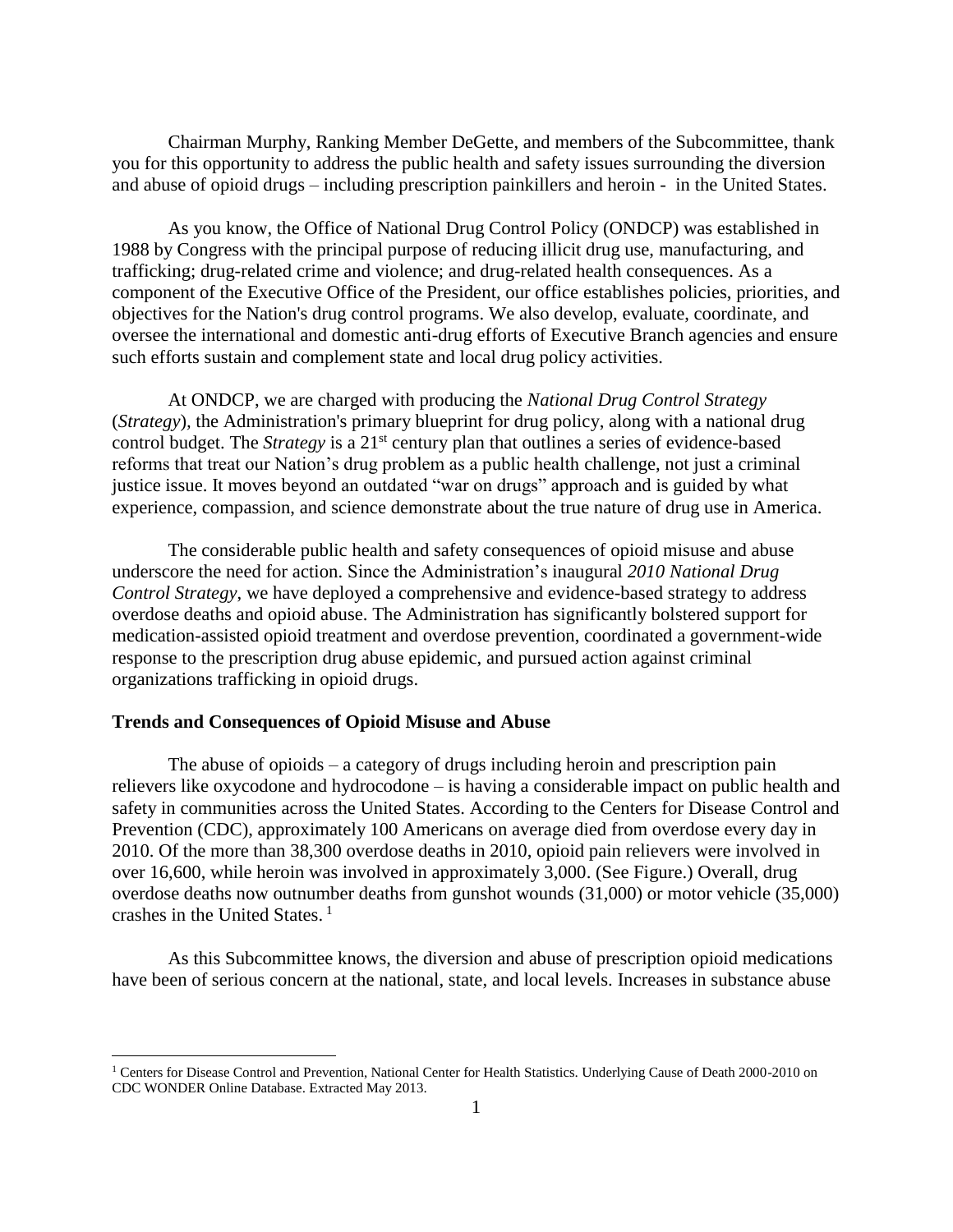Chairman Murphy, Ranking Member DeGette, and members of the Subcommittee, thank you for this opportunity to address the public health and safety issues surrounding the diversion and abuse of opioid drugs – including prescription painkillers and heroin - in the United States.

As you know, the Office of National Drug Control Policy (ONDCP) was established in 1988 by Congress with the principal purpose of reducing illicit drug use, manufacturing, and trafficking; drug-related crime and violence; and drug-related health consequences. As a component of the Executive Office of the President, our office establishes policies, priorities, and objectives for the Nation's drug control programs. We also develop, evaluate, coordinate, and oversee the international and domestic anti-drug efforts of Executive Branch agencies and ensure such efforts sustain and complement state and local drug policy activities.

At ONDCP, we are charged with producing the *National Drug Control Strategy* (*Strategy*), the Administration's primary blueprint for drug policy, along with a national drug control budget. The *Strategy* is a 21st century plan that outlines a series of evidence-based reforms that treat our Nation's drug problem as a public health challenge, not just a criminal justice issue. It moves beyond an outdated "war on drugs" approach and is guided by what experience, compassion, and science demonstrate about the true nature of drug use in America.

The considerable public health and safety consequences of opioid misuse and abuse underscore the need for action. Since the Administration's inaugural *2010 National Drug Control Strategy*, we have deployed a comprehensive and evidence-based strategy to address overdose deaths and opioid abuse. The Administration has significantly bolstered support for medication-assisted opioid treatment and overdose prevention, coordinated a government-wide response to the prescription drug abuse epidemic, and pursued action against criminal organizations trafficking in opioid drugs.

**Trends and Consequences of Opioid Misuse and Abuse**

The abuse of opioids – a category of drugs including heroin and prescription pain relievers like oxycodone and hydrocodone – is having a considerable impact on public health and safety in communities across the United States. According to the Centers for Disease Control and Prevention (CDC), approximately 100 Americans on average died from overdose every day in 2010. Of the more than 38,300 overdose deaths in 2010, opioid pain relievers were involved in over 16,600, while heroin was involved in approximately 3,000. (See Figure.) Overall, drug overdose deaths now outnumber deaths from gunshot wounds (31,000) or motor vehicle (35,000) crashes in the United States. [1]

As this Subcommittee knows, the diversion and abuse of prescription opioid medications have been of serious concern at the national, state, and local levels. Increases in substance abuse

[1] Centers for Disease Control and Prevention, National Center for Health Statistics. Underlying Cause of Death 2000-2010 on CDC WONDER Online Database. Extracted May 2013.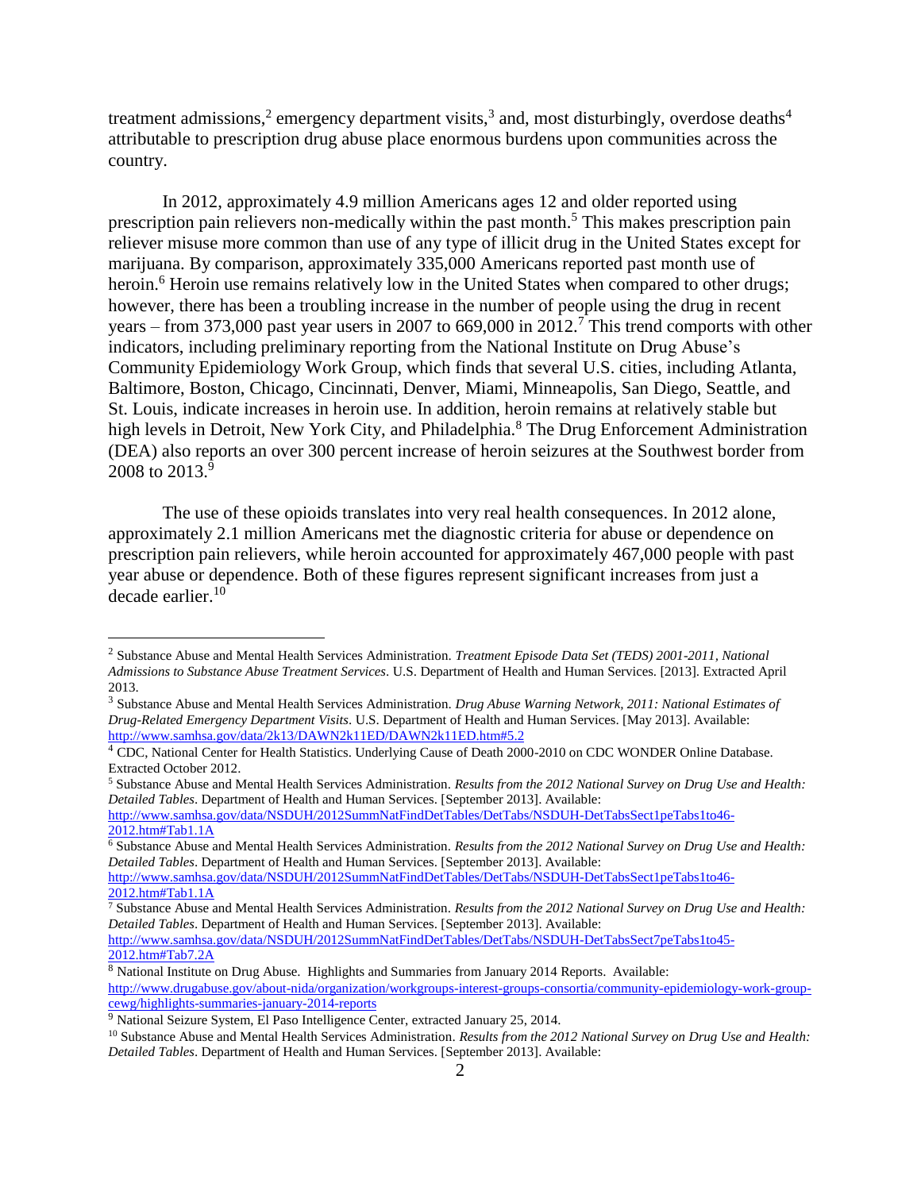treatment admissions,[2] emergency department visits,[3] and, most disturbingly, overdose deaths[4] attributable to prescription drug abuse place enormous burdens upon communities across the country.

In 2012, approximately 4.9 million Americans ages 12 and older reported using prescription pain relievers non-medically within the past month.[5] This makes prescription pain reliever misuse more common than use of any type of illicit drug in the United States except for marijuana. By comparison, approximately 335,000 Americans reported past month use of heroin.[6] Heroin use remains relatively low in the United States when compared to other drugs; however, there has been a troubling increase in the number of people using the drug in recent years – from 373,000 past year users in 2007 to 669,000 in 2012.[7] This trend comports with other indicators, including preliminary reporting from the National Institute on Drug Abuse's Community Epidemiology Work Group, which finds that several U.S. cities, including Atlanta, Baltimore, Boston, Chicago, Cincinnati, Denver, Miami, Minneapolis, San Diego, Seattle, and St. Louis, indicate increases in heroin use. In addition, heroin remains at relatively stable but high levels in Detroit, New York City, and Philadelphia.[8] The Drug Enforcement Administration (DEA) also reports an over 300 percent increase of heroin seizures at the Southwest border from 2008 to 2013.[9]

The use of these opioids translates into very real health consequences. In 2012 alone, approximately 2.1 million Americans met the diagnostic criteria for abuse or dependence on prescription pain relievers, while heroin accounted for approximately 467,000 people with past year abuse or dependence. Both of these figures represent significant increases from just a decade earlier.[10]

---

[2] Substance Abuse and Mental Health Services Administration. *Treatment Episode Data Set (TEDS) 2001-2011, National Admissions to Substance Abuse Treatment Services*. U.S. Department of Health and Human Services. [2013]. Extracted April 2013.

[3] Substance Abuse and Mental Health Services Administration. *Drug Abuse Warning Network, 2011: National Estimates of Drug-Related Emergency Department Visits*. U.S. Department of Health and Human Services. [May 2013]. Available: http://www.samhsa.gov/data/2k13/DAWN2k11ED/DAWN2k11ED.htm#5.2

[4] CDC, National Center for Health Statistics. Underlying Cause of Death 2000-2010 on CDC WONDER Online Database. Extracted October 2012.

[5] Substance Abuse and Mental Health Services Administration. *Results from the 2012 National Survey on Drug Use and Health: Detailed Tables*. Department of Health and Human Services. [September 2013]. Available: http://www.samhsa.gov/data/NSDUH/2012SummNatFindDetTables/DetTabs/NSDUH-DetTabsSect1peTabs1to46-2012.htm#Tab1.1A

[6] Substance Abuse and Mental Health Services Administration. *Results from the 2012 National Survey on Drug Use and Health: Detailed Tables*. Department of Health and Human Services. [September 2013]. Available: http://www.samhsa.gov/data/NSDUH/2012SummNatFindDetTables/DetTabs/NSDUH-DetTabsSect1peTabs1to46-2012.htm#Tab1.1A

[7] Substance Abuse and Mental Health Services Administration. *Results from the 2012 National Survey on Drug Use and Health: Detailed Tables*. Department of Health and Human Services. [September 2013]. Available: http://www.samhsa.gov/data/NSDUH/2012SummNatFindDetTables/DetTabs/NSDUH-DetTabsSect7peTabs1to45-2012.htm#Tab7.2A

[8] National Institute on Drug Abuse. Highlights and Summaries from January 2014 Reports. Available: http://www.drugabuse.gov/about-nida/organization/workgroups-interest-groups-consortia/community-epidemiology-work-group-cewg/highlights-summaries-january-2014-reports

[9] National Seizure System, El Paso Intelligence Center, extracted January 25, 2014.

[10] Substance Abuse and Mental Health Services Administration. *Results from the 2012 National Survey on Drug Use and Health: Detailed Tables*. Department of Health and Human Services. [September 2013]. Available: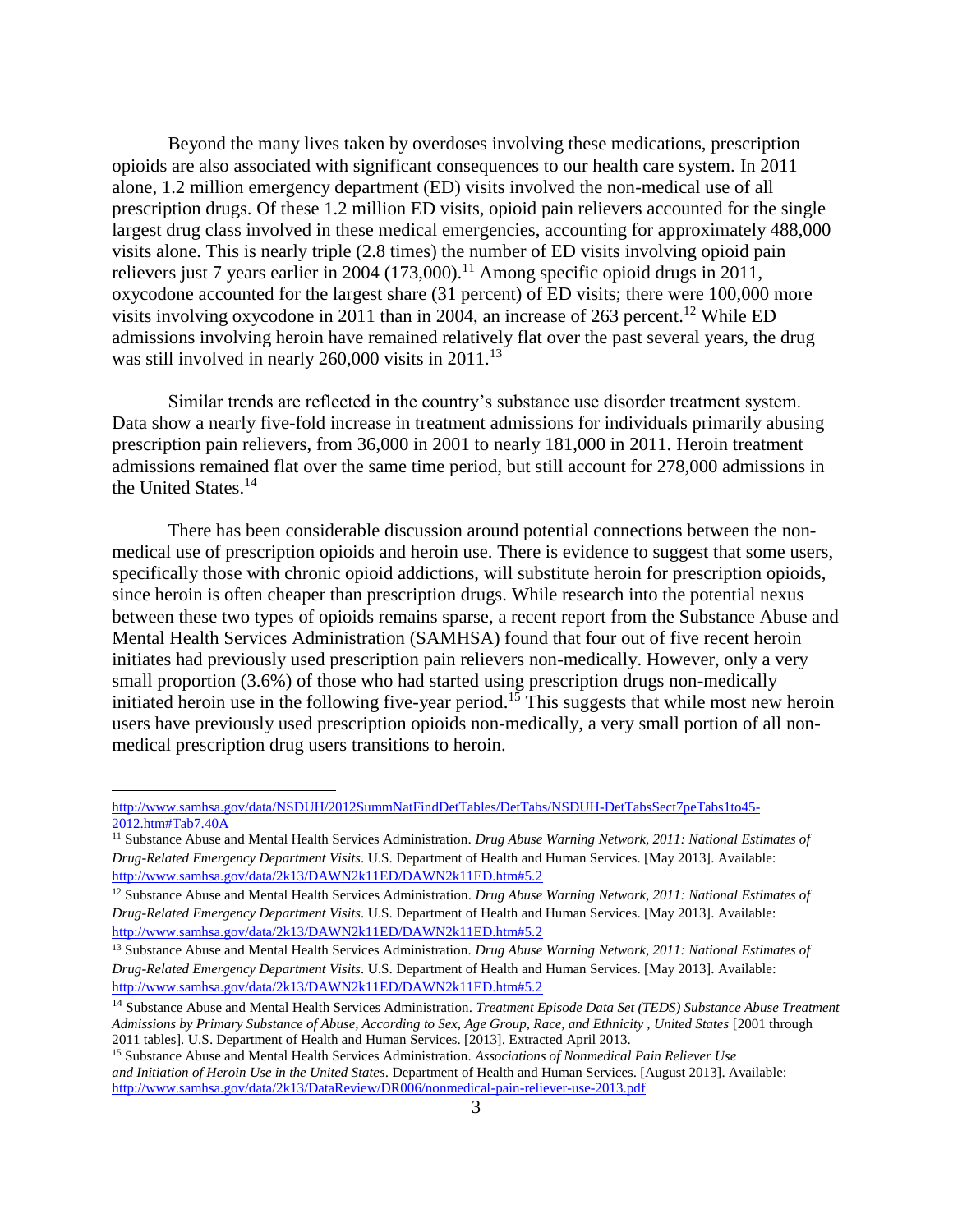Beyond the many lives taken by overdoses involving these medications, prescription opioids are also associated with significant consequences to our health care system. In 2011 alone, 1.2 million emergency department (ED) visits involved the non-medical use of all prescription drugs. Of these 1.2 million ED visits, opioid pain relievers accounted for the single largest drug class involved in these medical emergencies, accounting for approximately 488,000 visits alone. This is nearly triple (2.8 times) the number of ED visits involving opioid pain relievers just 7 years earlier in 2004 (173,000).[11] Among specific opioid drugs in 2011, oxycodone accounted for the largest share (31 percent) of ED visits; there were 100,000 more visits involving oxycodone in 2011 than in 2004, an increase of 263 percent.[12] While ED admissions involving heroin have remained relatively flat over the past several years, the drug was still involved in nearly 260,000 visits in 2011.[13]

Similar trends are reflected in the country's substance use disorder treatment system. Data show a nearly five-fold increase in treatment admissions for individuals primarily abusing prescription pain relievers, from 36,000 in 2001 to nearly 181,000 in 2011. Heroin treatment admissions remained flat over the same time period, but still account for 278,000 admissions in the United States.[14]

There has been considerable discussion around potential connections between the non-medical use of prescription opioids and heroin use. There is evidence to suggest that some users, specifically those with chronic opioid addictions, will substitute heroin for prescription opioids, since heroin is often cheaper than prescription drugs. While research into the potential nexus between these two types of opioids remains sparse, a recent report from the Substance Abuse and Mental Health Services Administration (SAMHSA) found that four out of five recent heroin initiates had previously used prescription pain relievers non-medically. However, only a very small proportion (3.6%) of those who had started using prescription drugs non-medically initiated heroin use in the following five-year period.[15] This suggests that while most new heroin users have previously used prescription opioids non-medically, a very small portion of all non-medical prescription drug users transitions to heroin.

---

http://www.samhsa.gov/data/NSDUH/2012SummNatFindDetTables/DetTabs/NSDUH-DetTabsSect7peTabs1to45-2012.htm#Tab7.40A

[11] Substance Abuse and Mental Health Services Administration. *Drug Abuse Warning Network, 2011: National Estimates of Drug-Related Emergency Department Visits*. U.S. Department of Health and Human Services. [May 2013]. Available: http://www.samhsa.gov/data/2k13/DAWN2k11ED/DAWN2k11ED.htm#5.2

[12] Substance Abuse and Mental Health Services Administration. *Drug Abuse Warning Network, 2011: National Estimates of Drug-Related Emergency Department Visits*. U.S. Department of Health and Human Services. [May 2013]. Available: http://www.samhsa.gov/data/2k13/DAWN2k11ED/DAWN2k11ED.htm#5.2

[13] Substance Abuse and Mental Health Services Administration. *Drug Abuse Warning Network, 2011: National Estimates of Drug-Related Emergency Department Visits*. U.S. Department of Health and Human Services. [May 2013]. Available: http://www.samhsa.gov/data/2k13/DAWN2k11ED/DAWN2k11ED.htm#5.2

[14] Substance Abuse and Mental Health Services Administration. *Treatment Episode Data Set (TEDS) Substance Abuse Treatment Admissions by Primary Substance of Abuse, According to Sex, Age Group, Race, and Ethnicity , United States* [2001 through 2011 tables]. U.S. Department of Health and Human Services. [2013]. Extracted April 2013.

[15] Substance Abuse and Mental Health Services Administration. *Associations of Nonmedical Pain Reliever Use and Initiation of Heroin Use in the United States*. Department of Health and Human Services. [August 2013]. Available: http://www.samhsa.gov/data/2k13/DataReview/DR006/nonmedical-pain-reliever-use-2013.pdf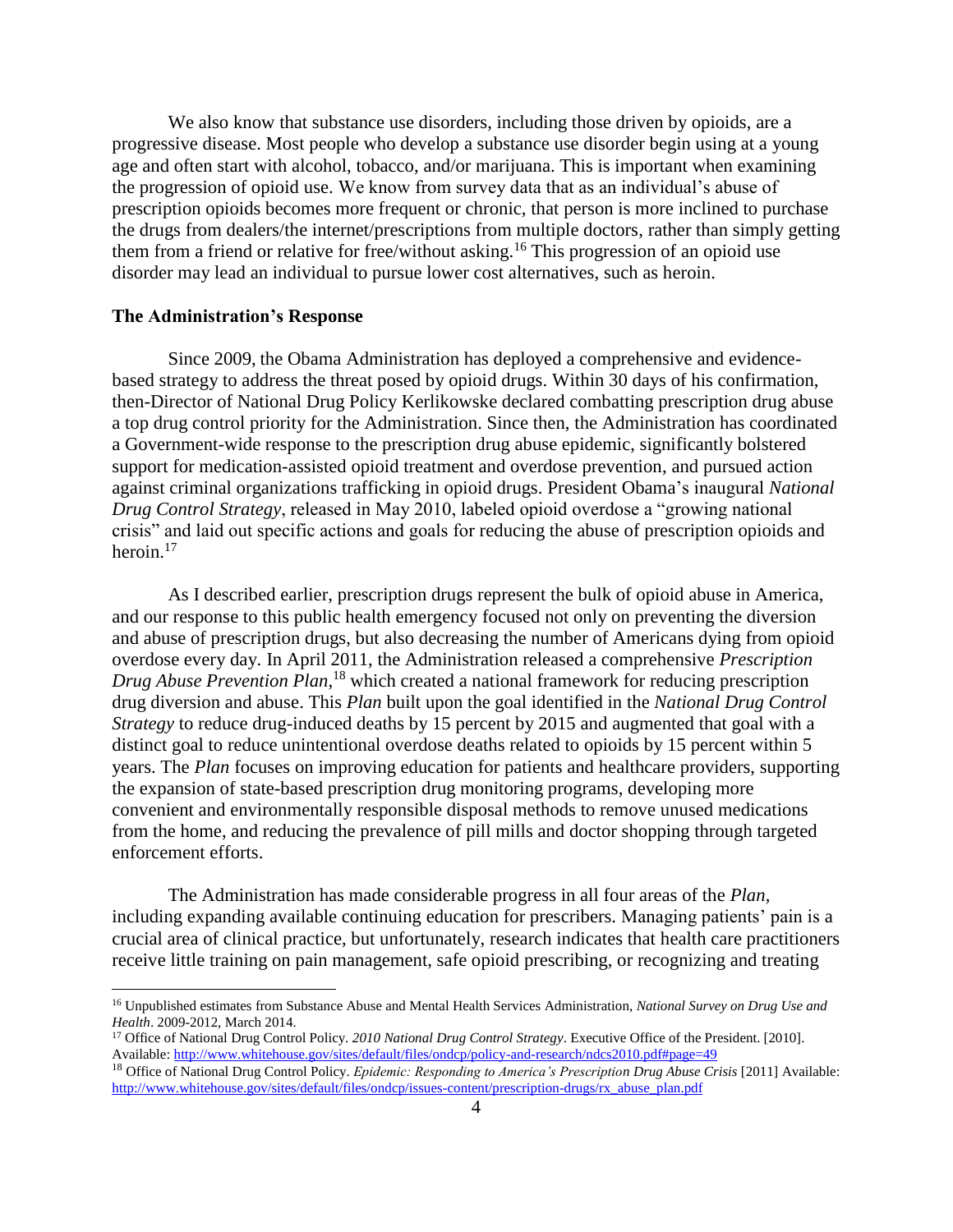We also know that substance use disorders, including those driven by opioids, are a progressive disease. Most people who develop a substance use disorder begin using at a young age and often start with alcohol, tobacco, and/or marijuana. This is important when examining the progression of opioid use. We know from survey data that as an individual's abuse of prescription opioids becomes more frequent or chronic, that person is more inclined to purchase the drugs from dealers/the internet/prescriptions from multiple doctors, rather than simply getting them from a friend or relative for free/without asking.[16] This progression of an opioid use disorder may lead an individual to pursue lower cost alternatives, such as heroin.

**The Administration's Response**

Since 2009, the Obama Administration has deployed a comprehensive and evidence-based strategy to address the threat posed by opioid drugs. Within 30 days of his confirmation, then-Director of National Drug Policy Kerlikowske declared combatting prescription drug abuse a top drug control priority for the Administration. Since then, the Administration has coordinated a Government-wide response to the prescription drug abuse epidemic, significantly bolstered support for medication-assisted opioid treatment and overdose prevention, and pursued action against criminal organizations trafficking in opioid drugs. President Obama's inaugural *National Drug Control Strategy*, released in May 2010, labeled opioid overdose a "growing national crisis" and laid out specific actions and goals for reducing the abuse of prescription opioids and heroin.[17]

As I described earlier, prescription drugs represent the bulk of opioid abuse in America, and our response to this public health emergency focused not only on preventing the diversion and abuse of prescription drugs, but also decreasing the number of Americans dying from opioid overdose every day. In April 2011, the Administration released a comprehensive *Prescription Drug Abuse Prevention Plan*,[18] which created a national framework for reducing prescription drug diversion and abuse. This *Plan* built upon the goal identified in the *National Drug Control Strategy* to reduce drug-induced deaths by 15 percent by 2015 and augmented that goal with a distinct goal to reduce unintentional overdose deaths related to opioids by 15 percent within 5 years. The *Plan* focuses on improving education for patients and healthcare providers, supporting the expansion of state-based prescription drug monitoring programs, developing more convenient and environmentally responsible disposal methods to remove unused medications from the home, and reducing the prevalence of pill mills and doctor shopping through targeted enforcement efforts.

The Administration has made considerable progress in all four areas of the *Plan*, including expanding available continuing education for prescribers. Managing patients' pain is a crucial area of clinical practice, but unfortunately, research indicates that health care practitioners receive little training on pain management, safe opioid prescribing, or recognizing and treating

---

[16] Unpublished estimates from Substance Abuse and Mental Health Services Administration, *National Survey on Drug Use and Health*. 2009-2012, March 2014.

[17] Office of National Drug Control Policy. *2010 National Drug Control Strategy*. Executive Office of the President. [2010]. Available: http://www.whitehouse.gov/sites/default/files/ondcp/policy-and-research/ndcs2010.pdf#page=49

[18] Office of National Drug Control Policy. *Epidemic: Responding to America's Prescription Drug Abuse Crisis* [2011] Available: http://www.whitehouse.gov/sites/default/files/ondcp/issues-content/prescription-drugs/rx_abuse_plan.pdf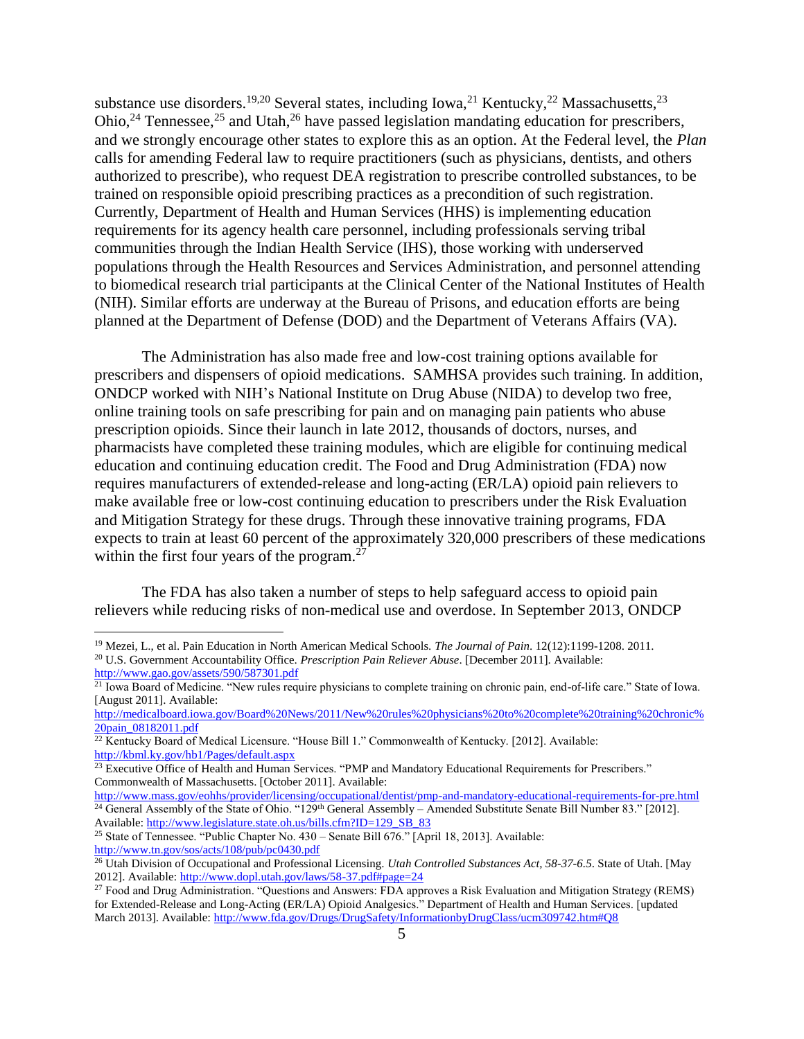substance use disorders.[19,20] Several states, including Iowa,[21] Kentucky,[22] Massachusetts,[23] Ohio,[24] Tennessee,[25] and Utah,[26] have passed legislation mandating education for prescribers, and we strongly encourage other states to explore this as an option. At the Federal level, the *Plan* calls for amending Federal law to require practitioners (such as physicians, dentists, and others authorized to prescribe), who request DEA registration to prescribe controlled substances, to be trained on responsible opioid prescribing practices as a precondition of such registration. Currently, Department of Health and Human Services (HHS) is implementing education requirements for its agency health care personnel, including professionals serving tribal communities through the Indian Health Service (IHS), those working with underserved populations through the Health Resources and Services Administration, and personnel attending to biomedical research trial participants at the Clinical Center of the National Institutes of Health (NIH). Similar efforts are underway at the Bureau of Prisons, and education efforts are being planned at the Department of Defense (DOD) and the Department of Veterans Affairs (VA).

The Administration has also made free and low-cost training options available for prescribers and dispensers of opioid medications. SAMHSA provides such training. In addition, ONDCP worked with NIH's National Institute on Drug Abuse (NIDA) to develop two free, online training tools on safe prescribing for pain and on managing pain patients who abuse prescription opioids. Since their launch in late 2012, thousands of doctors, nurses, and pharmacists have completed these training modules, which are eligible for continuing medical education and continuing education credit. The Food and Drug Administration (FDA) now requires manufacturers of extended-release and long-acting (ER/LA) opioid pain relievers to make available free or low-cost continuing education to prescribers under the Risk Evaluation and Mitigation Strategy for these drugs. Through these innovative training programs, FDA expects to train at least 60 percent of the approximately 320,000 prescribers of these medications within the first four years of the program.[27]

The FDA has also taken a number of steps to help safeguard access to opioid pain relievers while reducing risks of non-medical use and overdose. In September 2013, ONDCP

---

[19] Mezei, L., et al. Pain Education in North American Medical Schools. *The Journal of Pain*. 12(12):1199-1208. 2011.

[20] U.S. Government Accountability Office. *Prescription Pain Reliever Abuse*. [December 2011]. Available: http://www.gao.gov/assets/590/587301.pdf

[21] Iowa Board of Medicine. "New rules require physicians to complete training on chronic pain, end-of-life care." State of Iowa. [August 2011]. Available: http://medicalboard.iowa.gov/Board%20News/2011/New%20rules%20physicians%20to%20complete%20training%20chronic%20pain_08182011.pdf

[22] Kentucky Board of Medical Licensure. "House Bill 1." Commonwealth of Kentucky. [2012]. Available: http://kbml.ky.gov/hb1/Pages/default.aspx

[23] Executive Office of Health and Human Services. "PMP and Mandatory Educational Requirements for Prescribers." Commonwealth of Massachusetts. [October 2011]. Available: http://www.mass.gov/eohhs/provider/licensing/occupational/dentist/pmp-and-mandatory-educational-requirements-for-pre.html

[24] General Assembly of the State of Ohio. "129th General Assembly – Amended Substitute Senate Bill Number 83." [2012]. Available: http://www.legislature.state.oh.us/bills.cfm?ID=129_SB_83

[25] State of Tennessee. "Public Chapter No. 430 – Senate Bill 676." [April 18, 2013]. Available: http://www.tn.gov/sos/acts/108/pub/pc0430.pdf

[26] Utah Division of Occupational and Professional Licensing. *Utah Controlled Substances Act, 58-37-6.5*. State of Utah. [May 2012]. Available: http://www.dopl.utah.gov/laws/58-37.pdf#page=24

[27] Food and Drug Administration. "Questions and Answers: FDA approves a Risk Evaluation and Mitigation Strategy (REMS) for Extended-Release and Long-Acting (ER/LA) Opioid Analgesics." Department of Health and Human Services. [updated March 2013]. Available: http://www.fda.gov/Drugs/DrugSafety/InformationbyDrugClass/ucm309742.htm#Q8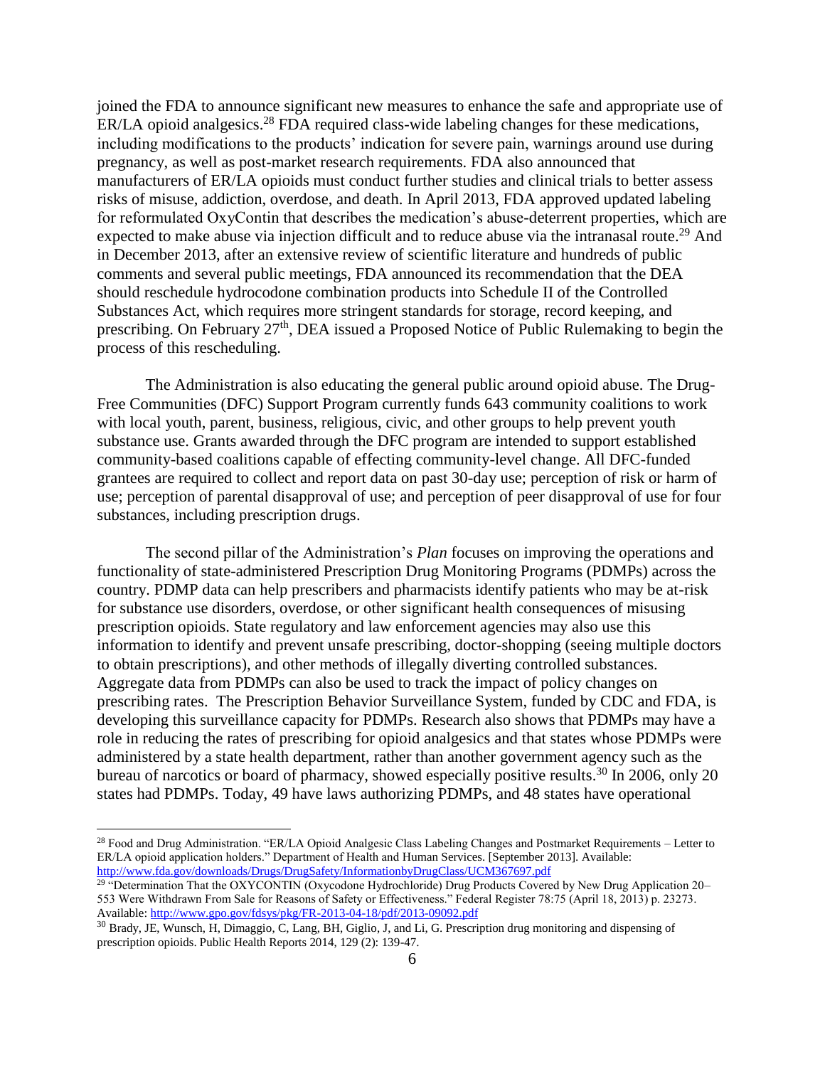joined the FDA to announce significant new measures to enhance the safe and appropriate use of ER/LA opioid analgesics.[28] FDA required class-wide labeling changes for these medications, including modifications to the products' indication for severe pain, warnings around use during pregnancy, as well as post-market research requirements. FDA also announced that manufacturers of ER/LA opioids must conduct further studies and clinical trials to better assess risks of misuse, addiction, overdose, and death. In April 2013, FDA approved updated labeling for reformulated OxyContin that describes the medication's abuse-deterrent properties, which are expected to make abuse via injection difficult and to reduce abuse via the intranasal route.[29] And in December 2013, after an extensive review of scientific literature and hundreds of public comments and several public meetings, FDA announced its recommendation that the DEA should reschedule hydrocodone combination products into Schedule II of the Controlled Substances Act, which requires more stringent standards for storage, record keeping, and prescribing. On February 27th, DEA issued a Proposed Notice of Public Rulemaking to begin the process of this rescheduling.

The Administration is also educating the general public around opioid abuse. The Drug-Free Communities (DFC) Support Program currently funds 643 community coalitions to work with local youth, parent, business, religious, civic, and other groups to help prevent youth substance use. Grants awarded through the DFC program are intended to support established community-based coalitions capable of effecting community-level change. All DFC-funded grantees are required to collect and report data on past 30-day use; perception of risk or harm of use; perception of parental disapproval of use; and perception of peer disapproval of use for four substances, including prescription drugs.

The second pillar of the Administration's *Plan* focuses on improving the operations and functionality of state-administered Prescription Drug Monitoring Programs (PDMPs) across the country. PDMP data can help prescribers and pharmacists identify patients who may be at-risk for substance use disorders, overdose, or other significant health consequences of misusing prescription opioids. State regulatory and law enforcement agencies may also use this information to identify and prevent unsafe prescribing, doctor-shopping (seeing multiple doctors to obtain prescriptions), and other methods of illegally diverting controlled substances. Aggregate data from PDMPs can also be used to track the impact of policy changes on prescribing rates. The Prescription Behavior Surveillance System, funded by CDC and FDA, is developing this surveillance capacity for PDMPs. Research also shows that PDMPs may have a role in reducing the rates of prescribing for opioid analgesics and that states whose PDMPs were administered by a state health department, rather than another government agency such as the bureau of narcotics or board of pharmacy, showed especially positive results.[30] In 2006, only 20 states had PDMPs. Today, 49 have laws authorizing PDMPs, and 48 states have operational

---

[28] Food and Drug Administration. "ER/LA Opioid Analgesic Class Labeling Changes and Postmarket Requirements – Letter to ER/LA opioid application holders." Department of Health and Human Services. [September 2013]. Available: http://www.fda.gov/downloads/Drugs/DrugSafety/InformationbyDrugClass/UCM367697.pdf

[29] "Determination That the OXYCONTIN (Oxycodone Hydrochloride) Drug Products Covered by New Drug Application 20–553 Were Withdrawn From Sale for Reasons of Safety or Effectiveness." Federal Register 78:75 (April 18, 2013) p. 23273. Available: http://www.gpo.gov/fdsys/pkg/FR-2013-04-18/pdf/2013-09092.pdf

[30] Brady, JE, Wunsch, H, Dimaggio, C, Lang, BH, Giglio, J, and Li, G. Prescription drug monitoring and dispensing of prescription opioids. Public Health Reports 2014, 129 (2): 139-47.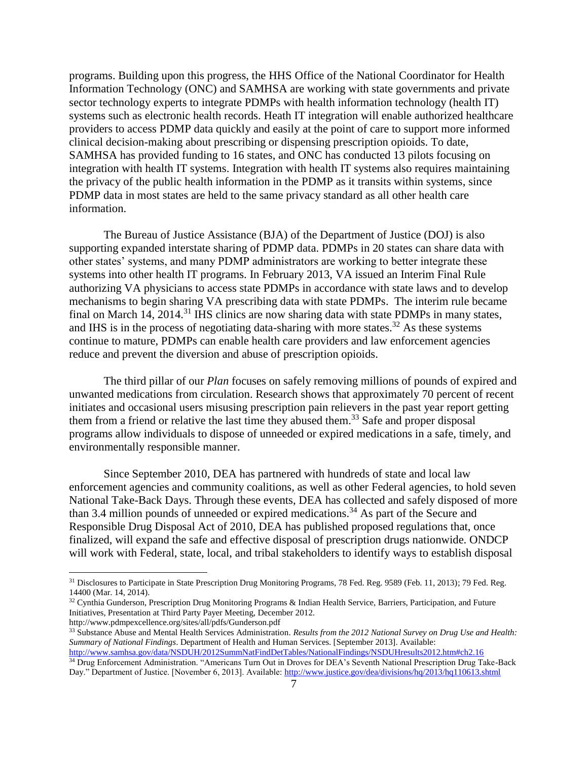programs. Building upon this progress, the HHS Office of the National Coordinator for Health Information Technology (ONC) and SAMHSA are working with state governments and private sector technology experts to integrate PDMPs with health information technology (health IT) systems such as electronic health records. Heath IT integration will enable authorized healthcare providers to access PDMP data quickly and easily at the point of care to support more informed clinical decision-making about prescribing or dispensing prescription opioids. To date, SAMHSA has provided funding to 16 states, and ONC has conducted 13 pilots focusing on integration with health IT systems. Integration with health IT systems also requires maintaining the privacy of the public health information in the PDMP as it transits within systems, since PDMP data in most states are held to the same privacy standard as all other health care information.

The Bureau of Justice Assistance (BJA) of the Department of Justice (DOJ) is also supporting expanded interstate sharing of PDMP data. PDMPs in 20 states can share data with other states' systems, and many PDMP administrators are working to better integrate these systems into other health IT programs. In February 2013, VA issued an Interim Final Rule authorizing VA physicians to access state PDMPs in accordance with state laws and to develop mechanisms to begin sharing VA prescribing data with state PDMPs. The interim rule became final on March 14, 2014.[31] IHS clinics are now sharing data with state PDMPs in many states, and IHS is in the process of negotiating data-sharing with more states.[32] As these systems continue to mature, PDMPs can enable health care providers and law enforcement agencies reduce and prevent the diversion and abuse of prescription opioids.

The third pillar of our *Plan* focuses on safely removing millions of pounds of expired and unwanted medications from circulation. Research shows that approximately 70 percent of recent initiates and occasional users misusing prescription pain relievers in the past year report getting them from a friend or relative the last time they abused them.[33] Safe and proper disposal programs allow individuals to dispose of unneeded or expired medications in a safe, timely, and environmentally responsible manner.

Since September 2010, DEA has partnered with hundreds of state and local law enforcement agencies and community coalitions, as well as other Federal agencies, to hold seven National Take-Back Days. Through these events, DEA has collected and safely disposed of more than 3.4 million pounds of unneeded or expired medications.[34] As part of the Secure and Responsible Drug Disposal Act of 2010, DEA has published proposed regulations that, once finalized, will expand the safe and effective disposal of prescription drugs nationwide. ONDCP will work with Federal, state, local, and tribal stakeholders to identify ways to establish disposal

---

[31] Disclosures to Participate in State Prescription Drug Monitoring Programs, 78 Fed. Reg. 9589 (Feb. 11, 2013); 79 Fed. Reg. 14400 (Mar. 14, 2014).

[32] Cynthia Gunderson, Prescription Drug Monitoring Programs & Indian Health Service, Barriers, Participation, and Future Initiatives, Presentation at Third Party Payer Meeting, December 2012. http://www.pdmpexcellence.org/sites/all/pdfs/Gunderson.pdf

[33] Substance Abuse and Mental Health Services Administration. *Results from the 2012 National Survey on Drug Use and Health: Summary of National Findings*. Department of Health and Human Services. [September 2013]. Available: http://www.samhsa.gov/data/NSDUH/2012SummNatFindDetTables/NationalFindings/NSDUHresults2012.htm#ch2.16

[34] Drug Enforcement Administration. "Americans Turn Out in Droves for DEA's Seventh National Prescription Drug Take-Back Day." Department of Justice. [November 6, 2013]. Available: http://www.justice.gov/dea/divisions/hq/2013/hq110613.shtml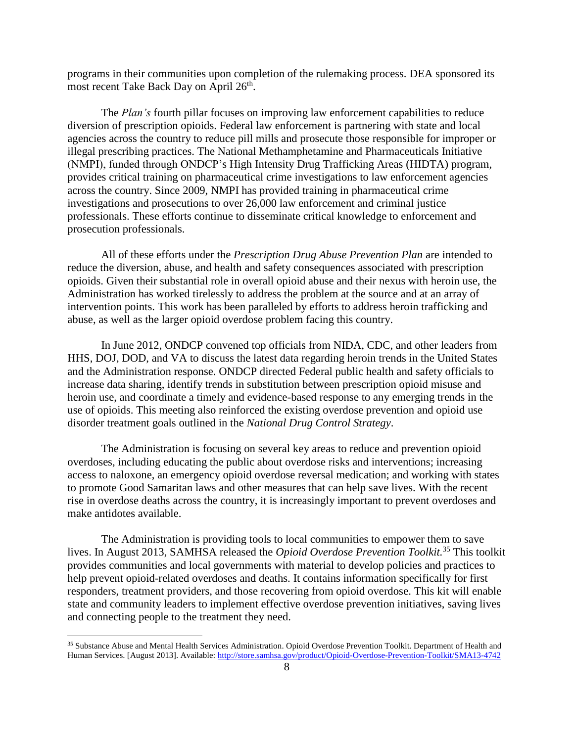programs in their communities upon completion of the rulemaking process. DEA sponsored its most recent Take Back Day on April 26th.

The *Plan's* fourth pillar focuses on improving law enforcement capabilities to reduce diversion of prescription opioids. Federal law enforcement is partnering with state and local agencies across the country to reduce pill mills and prosecute those responsible for improper or illegal prescribing practices. The National Methamphetamine and Pharmaceuticals Initiative (NMPI), funded through ONDCP's High Intensity Drug Trafficking Areas (HIDTA) program, provides critical training on pharmaceutical crime investigations to law enforcement agencies across the country. Since 2009, NMPI has provided training in pharmaceutical crime investigations and prosecutions to over 26,000 law enforcement and criminal justice professionals. These efforts continue to disseminate critical knowledge to enforcement and prosecution professionals.

All of these efforts under the *Prescription Drug Abuse Prevention Plan* are intended to reduce the diversion, abuse, and health and safety consequences associated with prescription opioids. Given their substantial role in overall opioid abuse and their nexus with heroin use, the Administration has worked tirelessly to address the problem at the source and at an array of intervention points. This work has been paralleled by efforts to address heroin trafficking and abuse, as well as the larger opioid overdose problem facing this country.

In June 2012, ONDCP convened top officials from NIDA, CDC, and other leaders from HHS, DOJ, DOD, and VA to discuss the latest data regarding heroin trends in the United States and the Administration response. ONDCP directed Federal public health and safety officials to increase data sharing, identify trends in substitution between prescription opioid misuse and heroin use, and coordinate a timely and evidence-based response to any emerging trends in the use of opioids. This meeting also reinforced the existing overdose prevention and opioid use disorder treatment goals outlined in the *National Drug Control Strategy*.

The Administration is focusing on several key areas to reduce and prevention opioid overdoses, including educating the public about overdose risks and interventions; increasing access to naloxone, an emergency opioid overdose reversal medication; and working with states to promote Good Samaritan laws and other measures that can help save lives. With the recent rise in overdose deaths across the country, it is increasingly important to prevent overdoses and make antidotes available.

The Administration is providing tools to local communities to empower them to save lives. In August 2013, SAMHSA released the *Opioid Overdose Prevention Toolkit.*[35] This toolkit provides communities and local governments with material to develop policies and practices to help prevent opioid-related overdoses and deaths. It contains information specifically for first responders, treatment providers, and those recovering from opioid overdose. This kit will enable state and community leaders to implement effective overdose prevention initiatives, saving lives and connecting people to the treatment they need.

---

[35] Substance Abuse and Mental Health Services Administration. Opioid Overdose Prevention Toolkit. Department of Health and Human Services. [August 2013]. Available: http://store.samhsa.gov/product/Opioid-Overdose-Prevention-Toolkit/SMA13-4742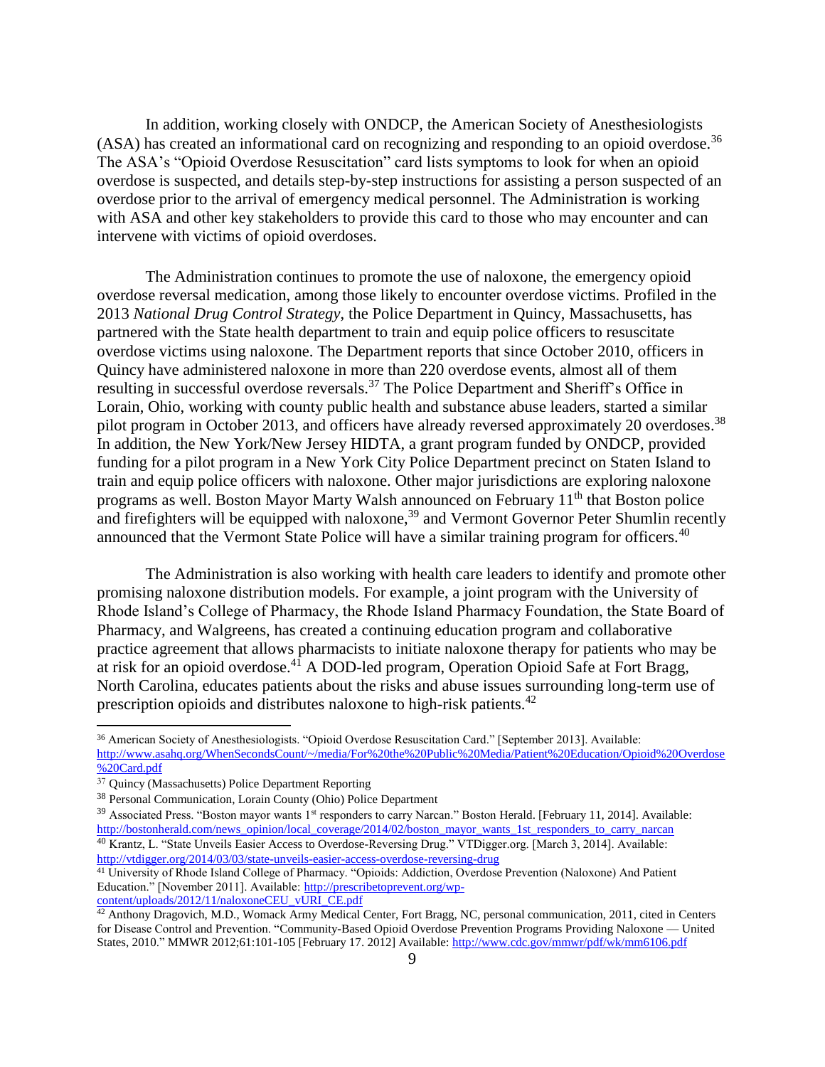In addition, working closely with ONDCP, the American Society of Anesthesiologists (ASA) has created an informational card on recognizing and responding to an opioid overdose.[36] The ASA's "Opioid Overdose Resuscitation" card lists symptoms to look for when an opioid overdose is suspected, and details step-by-step instructions for assisting a person suspected of an overdose prior to the arrival of emergency medical personnel. The Administration is working with ASA and other key stakeholders to provide this card to those who may encounter and can intervene with victims of opioid overdoses.

The Administration continues to promote the use of naloxone, the emergency opioid overdose reversal medication, among those likely to encounter overdose victims. Profiled in the 2013 *National Drug Control Strategy*, the Police Department in Quincy, Massachusetts, has partnered with the State health department to train and equip police officers to resuscitate overdose victims using naloxone. The Department reports that since October 2010, officers in Quincy have administered naloxone in more than 220 overdose events, almost all of them resulting in successful overdose reversals.[37] The Police Department and Sheriff's Office in Lorain, Ohio, working with county public health and substance abuse leaders, started a similar pilot program in October 2013, and officers have already reversed approximately 20 overdoses.[38] In addition, the New York/New Jersey HIDTA, a grant program funded by ONDCP, provided funding for a pilot program in a New York City Police Department precinct on Staten Island to train and equip police officers with naloxone. Other major jurisdictions are exploring naloxone programs as well. Boston Mayor Marty Walsh announced on February 11th that Boston police and firefighters will be equipped with naloxone,[39] and Vermont Governor Peter Shumlin recently announced that the Vermont State Police will have a similar training program for officers.[40]

The Administration is also working with health care leaders to identify and promote other promising naloxone distribution models. For example, a joint program with the University of Rhode Island's College of Pharmacy, the Rhode Island Pharmacy Foundation, the State Board of Pharmacy, and Walgreens, has created a continuing education program and collaborative practice agreement that allows pharmacists to initiate naloxone therapy for patients who may be at risk for an opioid overdose.[41] A DOD-led program, Operation Opioid Safe at Fort Bragg, North Carolina, educates patients about the risks and abuse issues surrounding long-term use of prescription opioids and distributes naloxone to high-risk patients.[42]

---

[36] American Society of Anesthesiologists. "Opioid Overdose Resuscitation Card." [September 2013]. Available: http://www.asahq.org/WhenSecondsCount/~/media/For%20the%20Public%20Media/Patient%20Education/Opioid%20Overdose%20Card.pdf

[37] Quincy (Massachusetts) Police Department Reporting

[38] Personal Communication, Lorain County (Ohio) Police Department

[39] Associated Press. "Boston mayor wants 1st responders to carry Narcan." Boston Herald. [February 11, 2014]. Available: http://bostonherald.com/news_opinion/local_coverage/2014/02/boston_mayor_wants_1st_responders_to_carry_narcan

[40] Krantz, L. "State Unveils Easier Access to Overdose-Reversing Drug." VTDigger.org. [March 3, 2014]. Available: http://vtdigger.org/2014/03/03/state-unveils-easier-access-overdose-reversing-drug

[41] University of Rhode Island College of Pharmacy. "Opioids: Addiction, Overdose Prevention (Naloxone) And Patient Education." [November 2011]. Available: http://prescribetoprevent.org/wp-content/uploads/2012/11/naloxoneCEU_vURI_CE.pdf

[42] Anthony Dragovich, M.D., Womack Army Medical Center, Fort Bragg, NC, personal communication, 2011, cited in Centers for Disease Control and Prevention. "Community-Based Opioid Overdose Prevention Programs Providing Naloxone — United States, 2010." MMWR 2012;61:101-105 [February 17. 2012] Available: http://www.cdc.gov/mmwr/pdf/wk/mm6106.pdf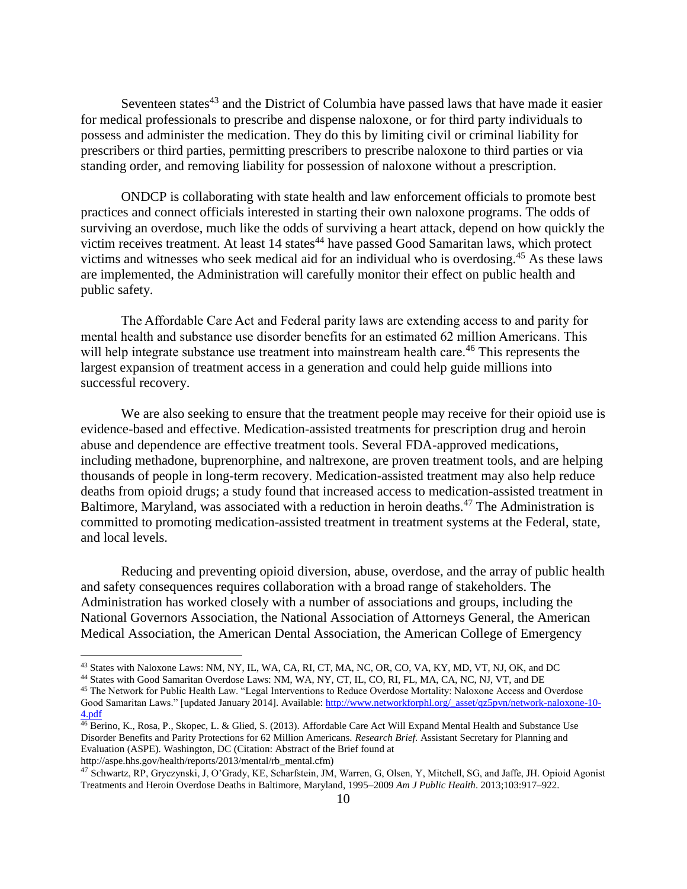Seventeen states[43] and the District of Columbia have passed laws that have made it easier for medical professionals to prescribe and dispense naloxone, or for third party individuals to possess and administer the medication. They do this by limiting civil or criminal liability for prescribers or third parties, permitting prescribers to prescribe naloxone to third parties or via standing order, and removing liability for possession of naloxone without a prescription.

ONDCP is collaborating with state health and law enforcement officials to promote best practices and connect officials interested in starting their own naloxone programs. The odds of surviving an overdose, much like the odds of surviving a heart attack, depend on how quickly the victim receives treatment. At least 14 states[44] have passed Good Samaritan laws, which protect victims and witnesses who seek medical aid for an individual who is overdosing.[45] As these laws are implemented, the Administration will carefully monitor their effect on public health and public safety.

The Affordable Care Act and Federal parity laws are extending access to and parity for mental health and substance use disorder benefits for an estimated 62 million Americans. This will help integrate substance use treatment into mainstream health care.[46] This represents the largest expansion of treatment access in a generation and could help guide millions into successful recovery.

We are also seeking to ensure that the treatment people may receive for their opioid use is evidence-based and effective. Medication-assisted treatments for prescription drug and heroin abuse and dependence are effective treatment tools. Several FDA-approved medications, including methadone, buprenorphine, and naltrexone, are proven treatment tools, and are helping thousands of people in long-term recovery. Medication-assisted treatment may also help reduce deaths from opioid drugs; a study found that increased access to medication-assisted treatment in Baltimore, Maryland, was associated with a reduction in heroin deaths.[47] The Administration is committed to promoting medication-assisted treatment in treatment systems at the Federal, state, and local levels.

Reducing and preventing opioid diversion, abuse, overdose, and the array of public health and safety consequences requires collaboration with a broad range of stakeholders. The Administration has worked closely with a number of associations and groups, including the National Governors Association, the National Association of Attorneys General, the American Medical Association, the American Dental Association, the American College of Emergency

---

[43] States with Naloxone Laws: NM, NY, IL, WA, CA, RI, CT, MA, NC, OR, CO, VA, KY, MD, VT, NJ, OK, and DC

[44] States with Good Samaritan Overdose Laws: NM, WA, NY, CT, IL, CO, RI, FL, MA, CA, NC, NJ, VT, and DE

[45] The Network for Public Health Law. "Legal Interventions to Reduce Overdose Mortality: Naloxone Access and Overdose Good Samaritan Laws." [updated January 2014]. Available: http://www.networkforphl.org/_asset/qz5pvn/network-naloxone-10-4.pdf

[46] Berino, K., Rosa, P., Skopec, L. & Glied, S. (2013). Affordable Care Act Will Expand Mental Health and Substance Use Disorder Benefits and Parity Protections for 62 Million Americans. *Research Brief.* Assistant Secretary for Planning and Evaluation (ASPE). Washington, DC (Citation: Abstract of the Brief found at http://aspe.hhs.gov/health/reports/2013/mental/rb_mental.cfm)

[47] Schwartz, RP, Gryczynski, J, O'Grady, KE, Scharfstein, JM, Warren, G, Olsen, Y, Mitchell, SG, and Jaffe, JH. Opioid Agonist Treatments and Heroin Overdose Deaths in Baltimore, Maryland, 1995–2009 *Am J Public Health*. 2013;103:917–922.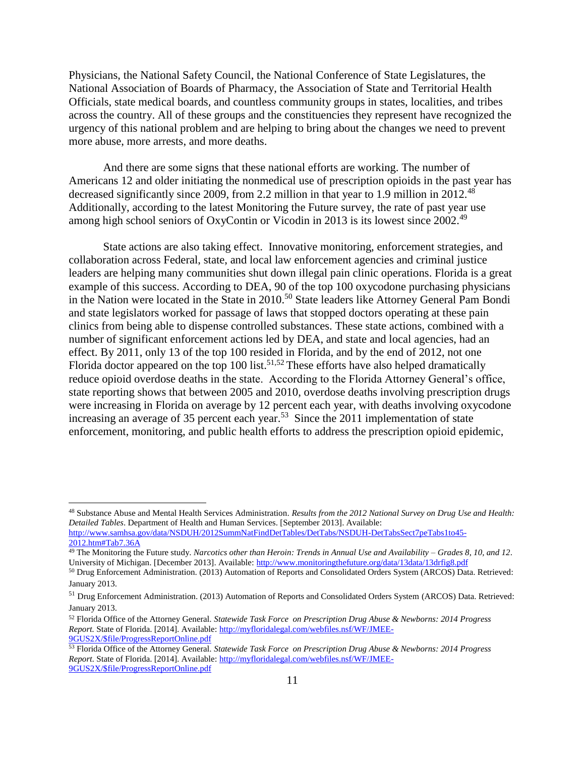Physicians, the National Safety Council, the National Conference of State Legislatures, the National Association of Boards of Pharmacy, the Association of State and Territorial Health Officials, state medical boards, and countless community groups in states, localities, and tribes across the country. All of these groups and the constituencies they represent have recognized the urgency of this national problem and are helping to bring about the changes we need to prevent more abuse, more arrests, and more deaths.

And there are some signs that these national efforts are working. The number of Americans 12 and older initiating the nonmedical use of prescription opioids in the past year has decreased significantly since 2009, from 2.2 million in that year to 1.9 million in 2012.[48] Additionally, according to the latest Monitoring the Future survey, the rate of past year use among high school seniors of OxyContin or Vicodin in 2013 is its lowest since 2002.[49]

State actions are also taking effect. Innovative monitoring, enforcement strategies, and collaboration across Federal, state, and local law enforcement agencies and criminal justice leaders are helping many communities shut down illegal pain clinic operations. Florida is a great example of this success. According to DEA, 90 of the top 100 oxycodone purchasing physicians in the Nation were located in the State in 2010.[50] State leaders like Attorney General Pam Bondi and state legislators worked for passage of laws that stopped doctors operating at these pain clinics from being able to dispense controlled substances. These state actions, combined with a number of significant enforcement actions led by DEA, and state and local agencies, had an effect. By 2011, only 13 of the top 100 resided in Florida, and by the end of 2012, not one Florida doctor appeared on the top 100 list.[51,52] These efforts have also helped dramatically reduce opioid overdose deaths in the state. According to the Florida Attorney General's office, state reporting shows that between 2005 and 2010, overdose deaths involving prescription drugs were increasing in Florida on average by 12 percent each year, with deaths involving oxycodone increasing an average of 35 percent each year.[53] Since the 2011 implementation of state enforcement, monitoring, and public health efforts to address the prescription opioid epidemic,

---

[48] Substance Abuse and Mental Health Services Administration. *Results from the 2012 National Survey on Drug Use and Health: Detailed Tables*. Department of Health and Human Services. [September 2013]. Available: http://www.samhsa.gov/data/NSDUH/2012SummNatFindDetTables/DetTabs/NSDUH-DetTabsSect7peTabs1to45-2012.htm#Tab7.36A

[49] The Monitoring the Future study. *Narcotics other than Heroin: Trends in Annual Use and Availability – Grades 8, 10, and 12*. University of Michigan. [December 2013]. Available: http://www.monitoringthefuture.org/data/13data/13drfig8.pdf

[50] Drug Enforcement Administration. (2013) Automation of Reports and Consolidated Orders System (ARCOS) Data. Retrieved: January 2013.

[51] Drug Enforcement Administration. (2013) Automation of Reports and Consolidated Orders System (ARCOS) Data. Retrieved: January 2013.

[52] Florida Office of the Attorney General. *Statewide Task Force on Prescription Drug Abuse & Newborns: 2014 Progress Report.* State of Florida. [2014]. Available: http://myfloridalegal.com/webfiles.nsf/WF/JMEE-9GUS2X/$file/ProgressReportOnline.pdf

[53] Florida Office of the Attorney General. *Statewide Task Force on Prescription Drug Abuse & Newborns: 2014 Progress Report.* State of Florida. [2014]. Available: http://myfloridalegal.com/webfiles.nsf/WF/JMEE-9GUS2X/$file/ProgressReportOnline.pdf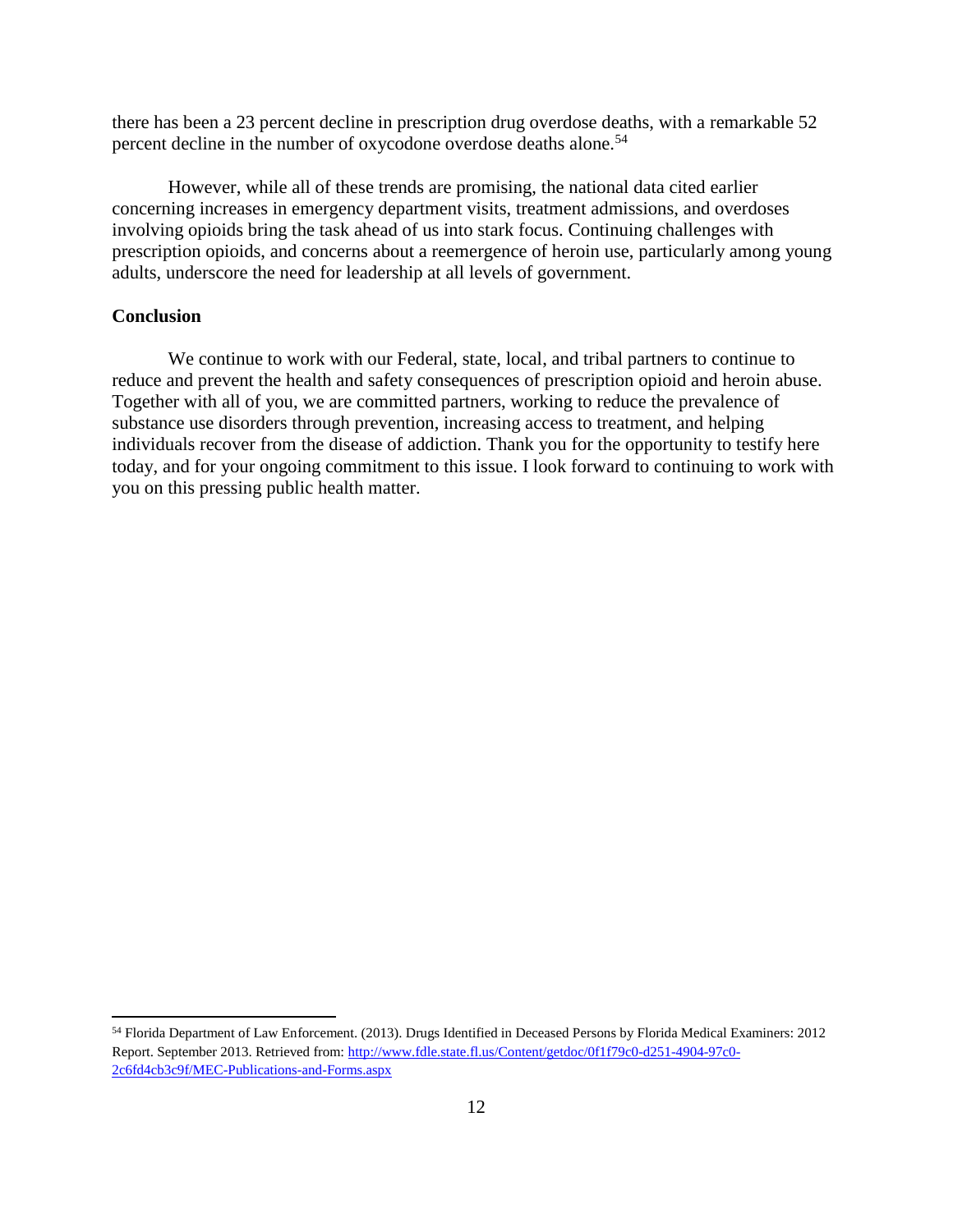there has been a 23 percent decline in prescription drug overdose deaths, with a remarkable 52 percent decline in the number of oxycodone overdose deaths alone.[54]

However, while all of these trends are promising, the national data cited earlier concerning increases in emergency department visits, treatment admissions, and overdoses involving opioids bring the task ahead of us into stark focus. Continuing challenges with prescription opioids, and concerns about a reemergence of heroin use, particularly among young adults, underscore the need for leadership at all levels of government.

**Conclusion**

We continue to work with our Federal, state, local, and tribal partners to continue to reduce and prevent the health and safety consequences of prescription opioid and heroin abuse. Together with all of you, we are committed partners, working to reduce the prevalence of substance use disorders through prevention, increasing access to treatment, and helping individuals recover from the disease of addiction. Thank you for the opportunity to testify here today, and for your ongoing commitment to this issue. I look forward to continuing to work with you on this pressing public health matter.

---

[54] Florida Department of Law Enforcement. (2013). Drugs Identified in Deceased Persons by Florida Medical Examiners: 2012 Report. September 2013. Retrieved from: http://www.fdle.state.fl.us/Content/getdoc/0f1f79c0-d251-4904-97c0-2c6fd4cb3c9f/MEC-Publications-and-Forms.aspx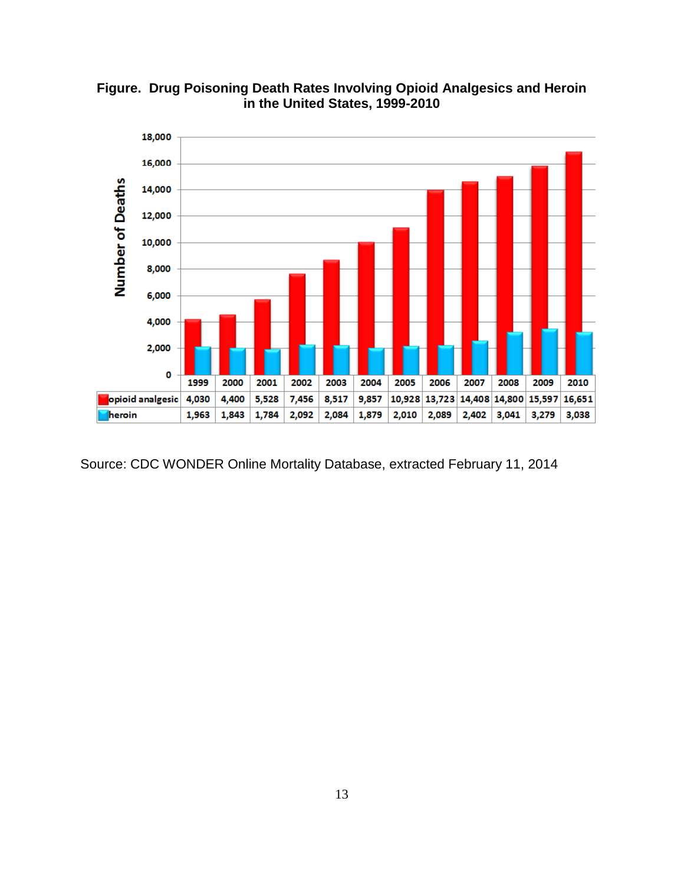**Figure. Drug Poisoning Death Rates Involving Opioid Analgesics and Heroin in the United States, 1999-2010**

Number of Deaths

18,000
16,000
14,000
12,000
10,000
8,000
6,000
4,000
2,000
0

1999 2000 2001 2002 2003 2004 2005 2006 2007 2008 2009 2010

opioid analgesic 4,030 4,400 5,528 7,456 8,517 9,857 10,928 13,723 14,408 14,800 15,597 16,651

heroin 1,963 1,843 1,784 2,092 2,084 1,879 2,010 2,089 2,402 3,041 3,279 3,038

Source: CDC WONDER Online Mortality Database, extracted February 11, 2014